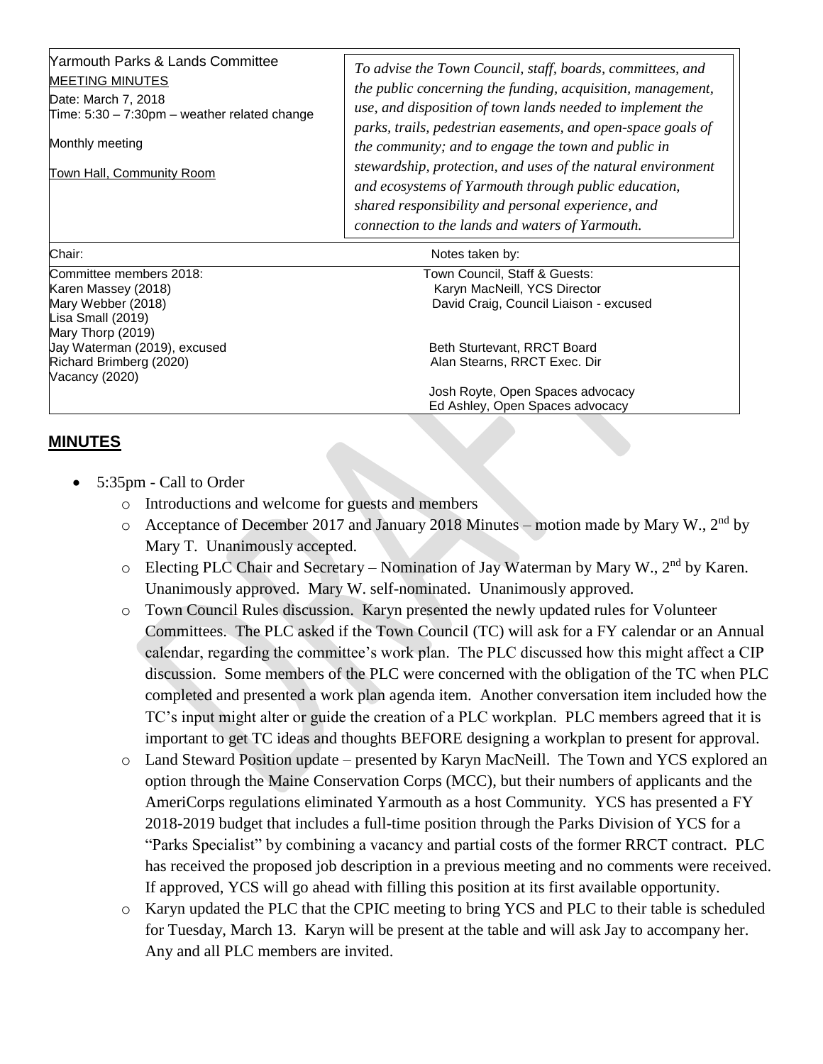| Yarmouth Parks & Lands Committee<br>MEETING MINUTES<br>Date: March 7, 2018<br>Time: 5:30 – 7:30pm – weather related change<br><br>Monthly meeting<br><br>Town Hall, Community Room | *To advise the Town Council, staff, boards, committees, and the public concerning the funding, acquisition, management, use, and disposition of town lands needed to implement the parks, trails, pedestrian easements, and open-space goals of the community; and to engage the town and public in stewardship, protection, and uses of the natural environment and ecosystems of Yarmouth through public education, shared responsibility and personal experience, and connection to the lands and waters of Yarmouth.* |
|---|---|
| Chair: | Notes taken by: |
| Committee members 2018:<br>Karen Massey (2018)<br>Mary Webber (2018)<br>Lisa Small (2019)<br>Mary Thorp (2019)<br>Jay Waterman (2019), excused<br>Richard Brimberg (2020)<br>Vacancy (2020) | Town Council, Staff & Guests:<br>Karyn MacNeill, YCS Director<br>David Craig, Council Liaison - excused<br><br>Beth Sturtevant, RRCT Board<br>Alan Stearns, RRCT Exec. Dir<br><br>Josh Royte, Open Spaces advocacy<br>Ed Ashley, Open Spaces advocacy |

## MINUTES

- 5:35pm - Call to Order
  - Introductions and welcome for guests and members
  - Acceptance of December 2017 and January 2018 Minutes – motion made by Mary W., 2nd by Mary T. Unanimously accepted.
  - Electing PLC Chair and Secretary – Nomination of Jay Waterman by Mary W., 2nd by Karen. Unanimously approved. Mary W. self-nominated. Unanimously approved.
  - Town Council Rules discussion. Karyn presented the newly updated rules for Volunteer Committees. The PLC asked if the Town Council (TC) will ask for a FY calendar or an Annual calendar, regarding the committee's work plan. The PLC discussed how this might affect a CIP discussion. Some members of the PLC were concerned with the obligation of the TC when PLC completed and presented a work plan agenda item. Another conversation item included how the TC's input might alter or guide the creation of a PLC workplan. PLC members agreed that it is important to get TC ideas and thoughts BEFORE designing a workplan to present for approval.
  - Land Steward Position update – presented by Karyn MacNeill. The Town and YCS explored an option through the Maine Conservation Corps (MCC), but their numbers of applicants and the AmeriCorps regulations eliminated Yarmouth as a host Community. YCS has presented a FY 2018-2019 budget that includes a full-time position through the Parks Division of YCS for a "Parks Specialist" by combining a vacancy and partial costs of the former RRCT contract. PLC has received the proposed job description in a previous meeting and no comments were received. If approved, YCS will go ahead with filling this position at its first available opportunity.
  - Karyn updated the PLC that the CPIC meeting to bring YCS and PLC to their table is scheduled for Tuesday, March 13. Karyn will be present at the table and will ask Jay to accompany her. Any and all PLC members are invited.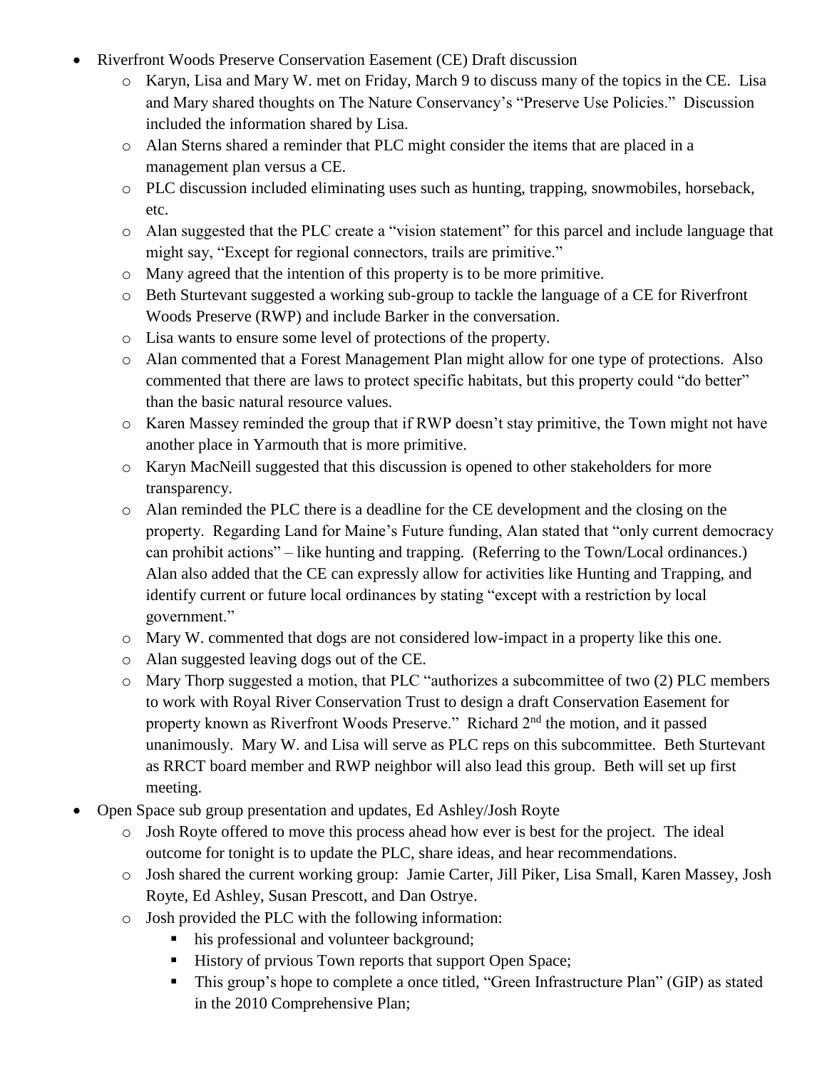- Riverfront Woods Preserve Conservation Easement (CE) Draft discussion
  - Karyn, Lisa and Mary W. met on Friday, March 9 to discuss many of the topics in the CE. Lisa and Mary shared thoughts on The Nature Conservancy's "Preserve Use Policies." Discussion included the information shared by Lisa.
  - Alan Sterns shared a reminder that PLC might consider the items that are placed in a management plan versus a CE.
  - PLC discussion included eliminating uses such as hunting, trapping, snowmobiles, horseback, etc.
  - Alan suggested that the PLC create a "vision statement" for this parcel and include language that might say, "Except for regional connectors, trails are primitive."
  - Many agreed that the intention of this property is to be more primitive.
  - Beth Sturtevant suggested a working sub-group to tackle the language of a CE for Riverfront Woods Preserve (RWP) and include Barker in the conversation.
  - Lisa wants to ensure some level of protections of the property.
  - Alan commented that a Forest Management Plan might allow for one type of protections. Also commented that there are laws to protect specific habitats, but this property could "do better" than the basic natural resource values.
  - Karen Massey reminded the group that if RWP doesn't stay primitive, the Town might not have another place in Yarmouth that is more primitive.
  - Karyn MacNeill suggested that this discussion is opened to other stakeholders for more transparency.
  - Alan reminded the PLC there is a deadline for the CE development and the closing on the property. Regarding Land for Maine's Future funding, Alan stated that "only current democracy can prohibit actions" – like hunting and trapping. (Referring to the Town/Local ordinances.) Alan also added that the CE can expressly allow for activities like Hunting and Trapping, and identify current or future local ordinances by stating "except with a restriction by local government."
  - Mary W. commented that dogs are not considered low-impact in a property like this one.
  - Alan suggested leaving dogs out of the CE.
  - Mary Thorp suggested a motion, that PLC "authorizes a subcommittee of two (2) PLC members to work with Royal River Conservation Trust to design a draft Conservation Easement for property known as Riverfront Woods Preserve." Richard 2nd the motion, and it passed unanimously. Mary W. and Lisa will serve as PLC reps on this subcommittee. Beth Sturtevant as RRCT board member and RWP neighbor will also lead this group. Beth will set up first meeting.
- Open Space sub group presentation and updates, Ed Ashley/Josh Royte
  - Josh Royte offered to move this process ahead how ever is best for the project. The ideal outcome for tonight is to update the PLC, share ideas, and hear recommendations.
  - Josh shared the current working group: Jamie Carter, Jill Piker, Lisa Small, Karen Massey, Josh Royte, Ed Ashley, Susan Prescott, and Dan Ostrye.
  - Josh provided the PLC with the following information:
    - his professional and volunteer background;
    - History of prvious Town reports that support Open Space;
    - This group's hope to complete a once titled, "Green Infrastructure Plan" (GIP) as stated in the 2010 Comprehensive Plan;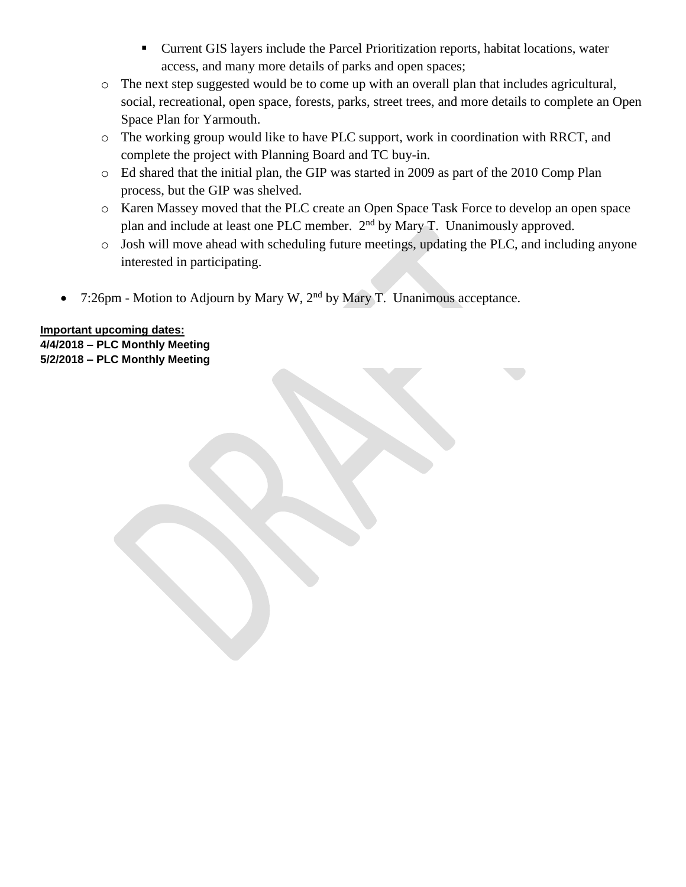- Current GIS layers include the Parcel Prioritization reports, habitat locations, water access, and many more details of parks and open spaces;
    - The next step suggested would be to come up with an overall plan that includes agricultural, social, recreational, open space, forests, parks, street trees, and more details to complete an Open Space Plan for Yarmouth.
    - The working group would like to have PLC support, work in coordination with RRCT, and complete the project with Planning Board and TC buy-in.
    - Ed shared that the initial plan, the GIP was started in 2009 as part of the 2010 Comp Plan process, but the GIP was shelved.
    - Karen Massey moved that the PLC create an Open Space Task Force to develop an open space plan and include at least one PLC member. 2nd by Mary T. Unanimously approved.
    - Josh will move ahead with scheduling future meetings, updating the PLC, and including anyone interested in participating.

- 7:26pm - Motion to Adjourn by Mary W, 2nd by Mary T. Unanimous acceptance.

**Important upcoming dates:**
**4/4/2018 – PLC Monthly Meeting**
**5/2/2018 – PLC Monthly Meeting**